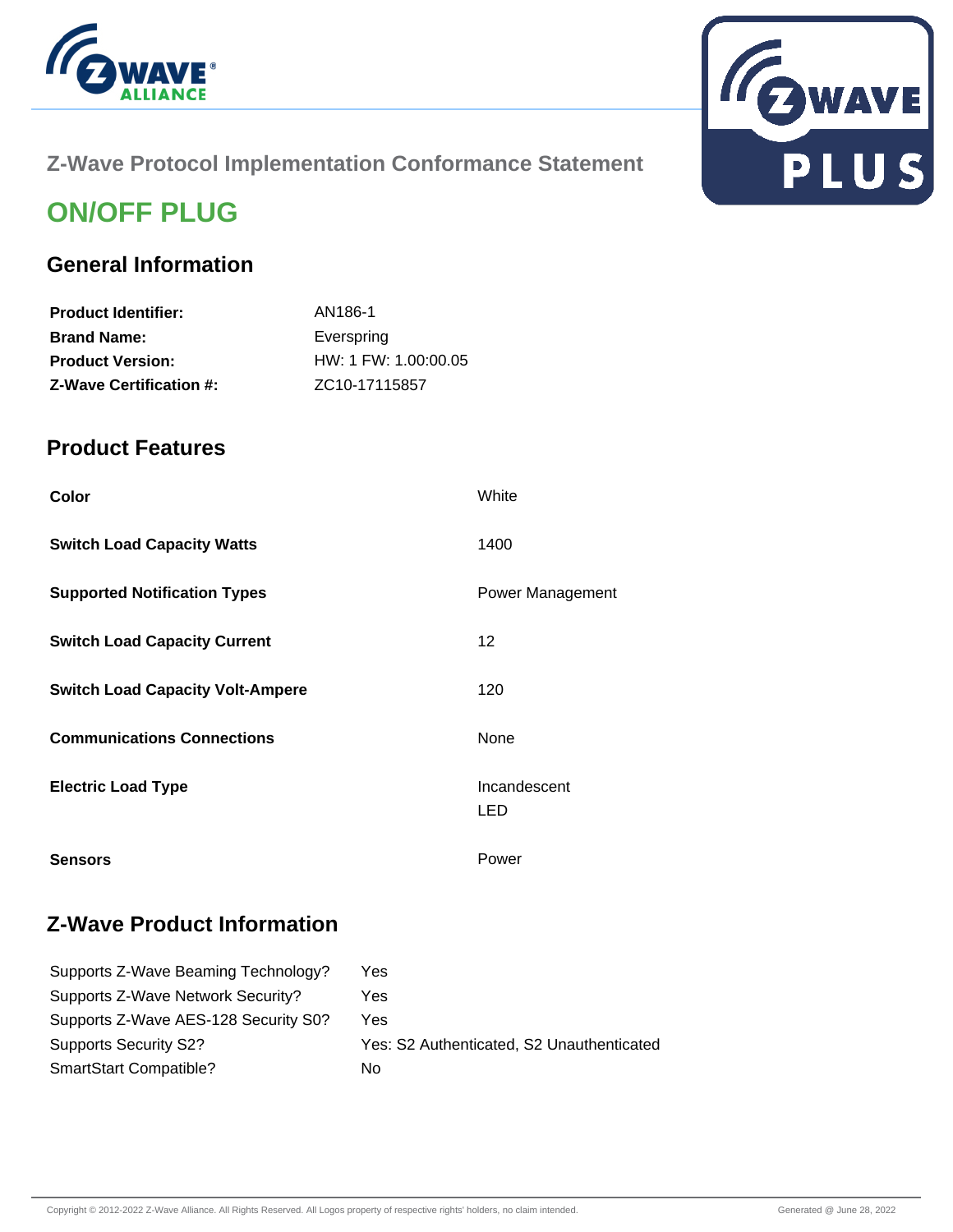Z-Wave Protocol Implementation Conformance Statement

# ON/OFF PLUG

## General Information

| | |
|---|---|
| **Product Identifier:** | AN186-1 |
| **Brand Name:** | Everspring |
| **Product Version:** | HW: 1 FW: 1.00:00.05 |
| **Z-Wave Certification #:** | ZC10-17115857 |

## Product Features

| | |
|---|---|
| **Color** | White |
| **Switch Load Capacity Watts** | 1400 |
| **Supported Notification Types** | Power Management |
| **Switch Load Capacity Current** | 12 |
| **Switch Load Capacity Volt-Ampere** | 120 |
| **Communications Connections** | None |
| **Electric Load Type** | Incandescent<br>LED |
| **Sensors** | Power |

## Z-Wave Product Information

| | |
|---|---|
| Supports Z-Wave Beaming Technology? | Yes |
| Supports Z-Wave Network Security? | Yes |
| Supports Z-Wave AES-128 Security S0? | Yes |
| Supports Security S2? | Yes: S2 Authenticated, S2 Unauthenticated |
| SmartStart Compatible? | No |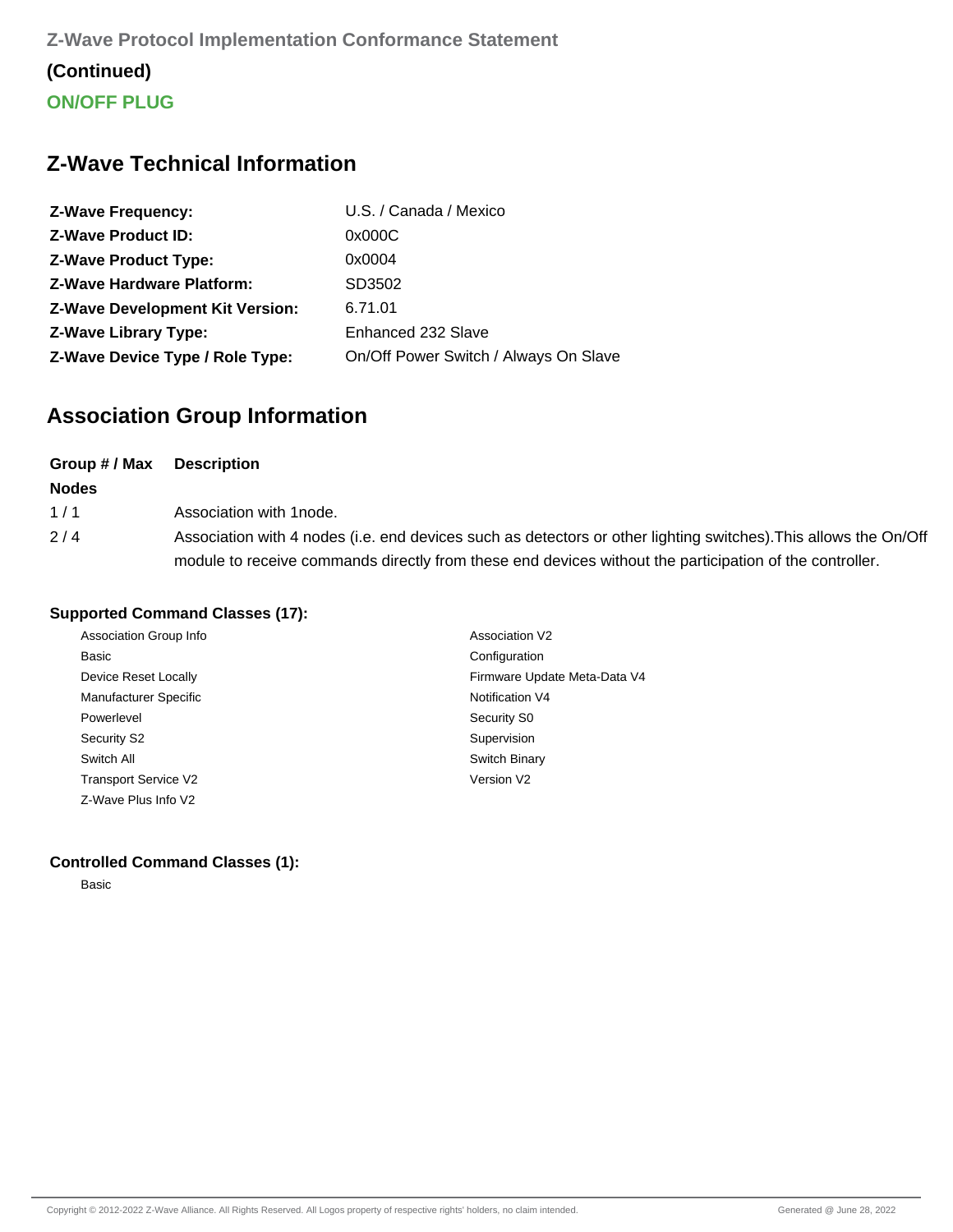Z-Wave Protocol Implementation Conformance Statement

**(Continued)**

**ON/OFF PLUG**

## Z-Wave Technical Information

| | |
|---|---|
| **Z-Wave Frequency:** | U.S. / Canada / Mexico |
| **Z-Wave Product ID:** | 0x000C |
| **Z-Wave Product Type:** | 0x0004 |
| **Z-Wave Hardware Platform:** | SD3502 |
| **Z-Wave Development Kit Version:** | 6.71.01 |
| **Z-Wave Library Type:** | Enhanced 232 Slave |
| **Z-Wave Device Type / Role Type:** | On/Off Power Switch / Always On Slave |

## Association Group Information

| Group # / Max Nodes | Description |
|---|---|
| 1 / 1 | Association with 1node. |
| 2 / 4 | Association with 4 nodes (i.e. end devices such as detectors or other lighting switches).This allows the On/Off module to receive commands directly from these end devices without the participation of the controller. |

**Supported Command Classes (17):**

- Association Group Info
- Association V2
- Basic
- Configuration
- Device Reset Locally
- Firmware Update Meta-Data V4
- Manufacturer Specific
- Notification V4
- Powerlevel
- Security S0
- Security S2
- Supervision
- Switch All
- Switch Binary
- Transport Service V2
- Version V2
- Z-Wave Plus Info V2

**Controlled Command Classes (1):**

- Basic